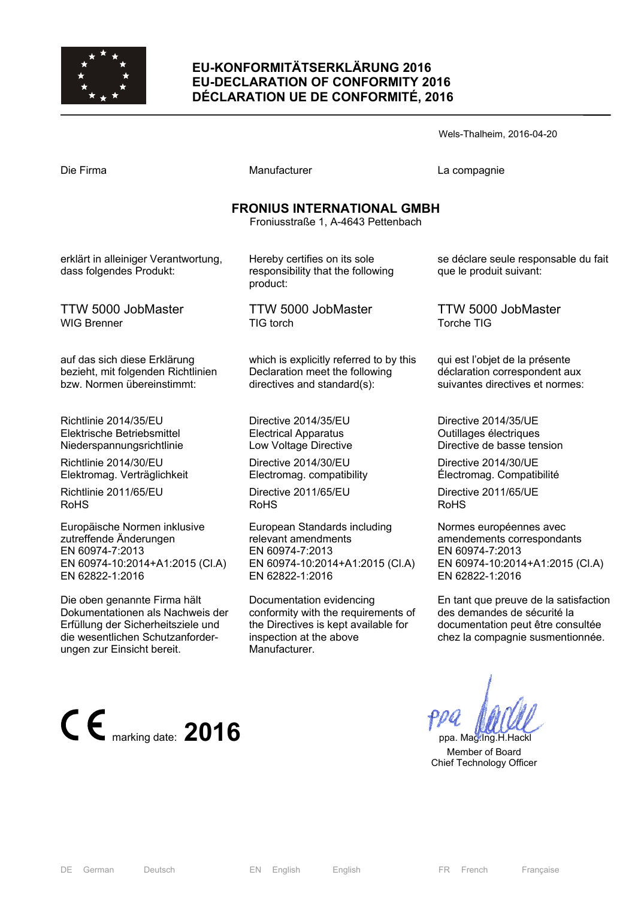# EU-KONFORMITÄTSERKLÄRUNG 2016
# EU-DECLARATION OF CONFORMITY 2016
# DÉCLARATION UE DE CONFORMITÉ, 2016

Wels-Thalheim, 2016-04-20

| Die Firma | Manufacturer | La compagnie |
|---|---|---|

**FRONIUS INTERNATIONAL GMBH**
Froniusstraße 1, A-4643 Pettenbach

| | | |
|---|---|---|
| erklärt in alleiniger Verantwortung, dass folgendes Produkt: | Hereby certifies on its sole responsibility that the following product: | se déclare seule responsable du fait que le produit suivant: |
| TTW 5000 JobMaster<br>WIG Brenner | TTW 5000 JobMaster<br>TIG torch | TTW 5000 JobMaster<br>Torche TIG |
| auf das sich diese Erklärung bezieht, mit folgenden Richtlinien bzw. Normen übereinstimmt: | which is explicitly referred to by this Declaration meet the following directives and standard(s): | qui est l'objet de la présente déclaration correspondent aux suivantes directives et normes: |
| Richtlinie 2014/35/EU<br>Elektrische Betriebsmittel Niederspannungsrichtlinie | Directive 2014/35/EU<br>Electrical Apparatus<br>Low Voltage Directive | Directive 2014/35/UE<br>Outillages éléctriques<br>Directive de basse tension |
| Richtlinie 2014/30/EU<br>Elektromag. Verträglichkeit | Directive 2014/30/EU<br>Electromag. compatibility | Directive 2014/30/UE<br>Électromag. Compatibilité |
| Richtlinie 2011/65/EU<br>RoHS | Directive 2011/65/EU<br>RoHS | Directive 2011/65/UE<br>RoHS |
| Europäische Normen inklusive zutreffende Änderungen<br>EN 60974-7:2013<br>EN 60974-10:2014+A1:2015 (Cl.A)<br>EN 62822-1:2016 | European Standards including relevant amendments<br>EN 60974-7:2013<br>EN 60974-10:2014+A1:2015 (Cl.A)<br>EN 62822-1:2016 | Normes européennes avec amendements correspondants<br>EN 60974-7:2013<br>EN 60974-10:2014+A1:2015 (Cl.A)<br>EN 62822-1:2016 |
| Die oben genannte Firma hält Dokumentationen als Nachweis der Erfüllung der Sicherheitsziele und die wesentlichen Schutzanforder-ungen zur Einsicht bereit. | Documentation evidencing conformity with the requirements of the Directives is kept available for inspection at the above Manufacturer. | En tant que preuve de la satisfaction des demandes de sécurité la documentation peut être consultée chez la compagnie susmentionnée. |

CE marking date: **2016**

ppa. Mag.Ing.H.Hackl
Member of Board
Chief Technology Officer

DE German Deutsch EN English English FR French Française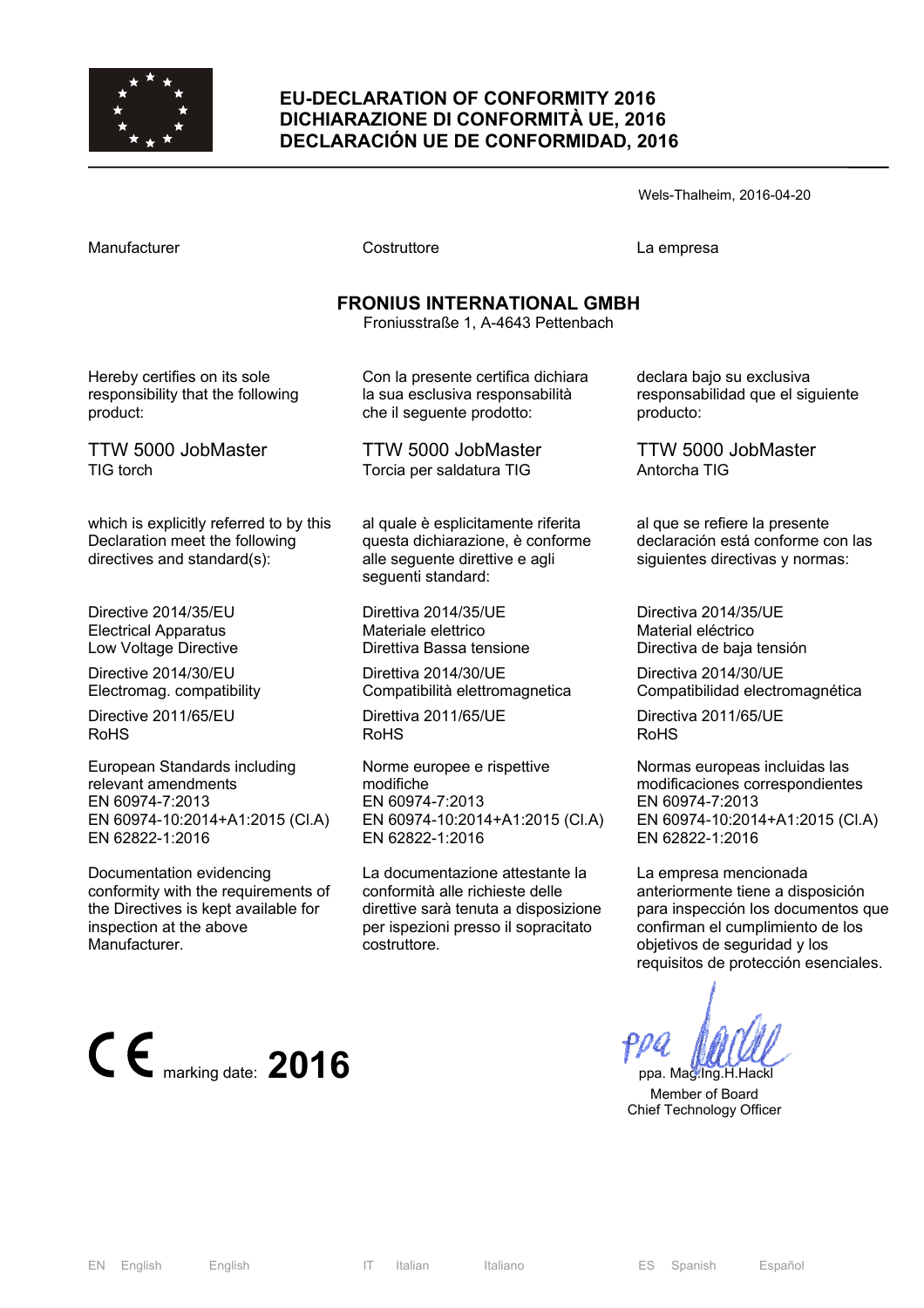# EU-DECLARATION OF CONFORMITY 2016
# DICHIARAZIONE DI CONFORMITÀ UE, 2016
# DECLARACIÓN UE DE CONFORMIDAD, 2016

Wels-Thalheim, 2016-04-20

| Manufacturer | Costruttore | La empresa |
|---|---|---|

**FRONIUS INTERNATIONAL GMBH**
Froniusstraße 1, A-4643 Pettenbach

| | | |
|---|---|---|
| Hereby certifies on its sole responsibility that the following product: | Con la presente certifica dichiara la sua esclusiva responsabilità che il seguente prodotto: | declara bajo su exclusiva responsabilidad que el siguiente producto: |
| TTW 5000 JobMaster<br>TIG torch | TTW 5000 JobMaster<br>Torcia per saldatura TIG | TTW 5000 JobMaster<br>Antorcha TIG |
| which is explicitly referred to by this Declaration meet the following directives and standard(s): | al quale è esplicitamente riferita questa dichiarazione, è conforme alle seguente direttive e agli seguenti standard: | al que se refiere la presente declaración está conforme con las siguientes directivas y normas: |
| Directive 2014/35/EU<br>Electrical Apparatus<br>Low Voltage Directive | Direttiva 2014/35/UE<br>Materiale elettrico<br>Direttiva Bassa tensione | Directiva 2014/35/UE<br>Material eléctrico<br>Directiva de baja tensión |
| Directive 2014/30/EU<br>Electromag. compatibility | Direttiva 2014/30/UE<br>Compatibilità elettromagnetica | Directiva 2014/30/UE<br>Compatibilidad electromagnética |
| Directive 2011/65/EU<br>RoHS | Direttiva 2011/65/UE<br>RoHS | Directiva 2011/65/UE<br>RoHS |
| European Standards including relevant amendments<br>EN 60974-7:2013<br>EN 60974-10:2014+A1:2015 (Cl.A)<br>EN 62822-1:2016 | Norme europee e rispettive modifiche<br>EN 60974-7:2013<br>EN 60974-10:2014+A1:2015 (Cl.A)<br>EN 62822-1:2016 | Normas europeas incluidas las modificaciones correspondientes<br>EN 60974-7:2013<br>EN 60974-10:2014+A1:2015 (Cl.A)<br>EN 62822-1:2016 |
| Documentation evidencing conformity with the requirements of the Directives is kept available for inspection at the above Manufacturer. | La documentazione attestante la conformità alle richieste delle direttive sarà tenuta a disposizione per ispezioni presso il sopracitato costruttore. | La empresa mencionada anteriormente tiene a disposición para inspección los documentos que confirman el cumplimiento de los objetivos de seguridad y los requisitos de protección esenciales. |

CE marking date: **2016**

ppa. Mag.Ing.H.Hackl
Member of Board
Chief Technology Officer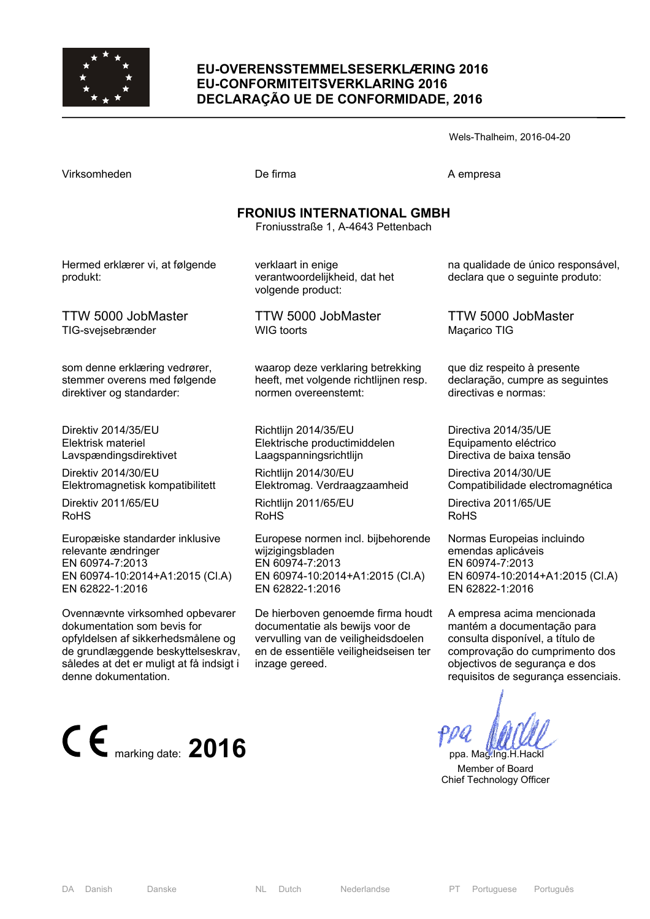# EU-OVERENSSTEMMELSESERKLÆRING 2016
# EU-CONFORMITEITSVERKLARING 2016
# DECLARAÇÃO UE DE CONFORMIDADE, 2016

Wels-Thalheim, 2016-04-20

| Virksomheden | De firma | A empresa |
|---|---|---|

**FRONIUS INTERNATIONAL GMBH**
Froniusstraße 1, A-4643 Pettenbach

| | | |
|---|---|---|
| Hermed erklærer vi, at følgende produkt: | verklaart in enige verantwoordelijkheid, dat het volgende product: | na qualidade de único responsável, declara que o seguinte produto: |
| TTW 5000 JobMaster<br>TIG-svejsebrænder | TTW 5000 JobMaster<br>WIG toorts | TTW 5000 JobMaster<br>Maçarico TIG |
| som denne erklæring vedrører, stemmer overens med følgende direktiver og standarder: | waarop deze verklaring betrekking heeft, met volgende richtlijnen resp. normen overeenstemt: | que diz respeito à presente declaração, cumpre as seguintes directivas e normas: |
| Direktiv 2014/35/EU<br>Elektrisk materiel<br>Lavspændingsdirektivet | Richtlijn 2014/35/EU<br>Elektrische productimiddelen<br>Laagspanningsrichtlijn | Directiva 2014/35/UE<br>Equipamento eléctrico<br>Directiva de baixa tensão |
| Direktiv 2014/30/EU<br>Elektromagnetisk kompatibilitett | Richtlijn 2014/30/EU<br>Elektromag. Verdraagzaamheid | Directiva 2014/30/UE<br>Compatibilidade electromagnética |
| Direktiv 2011/65/EU<br>RoHS | Richtlijn 2011/65/EU<br>RoHS | Directiva 2011/65/UE<br>RoHS |
| Europæiske standarder inklusive relevante ændringer<br>EN 60974-7:2013<br>EN 60974-10:2014+A1:2015 (Cl.A)<br>EN 62822-1:2016 | Europese normen incl. bijbehorende wijzigingsbladen<br>EN 60974-7:2013<br>EN 60974-10:2014+A1:2015 (Cl.A)<br>EN 62822-1:2016 | Normas Europeias incluindo emendas aplicáveis<br>EN 60974-7:2013<br>EN 60974-10:2014+A1:2015 (Cl.A)<br>EN 62822-1:2016 |
| Ovennævnte virksomhed opbevarer dokumentation som bevis for opfyldelsen af sikkerhedsmålene og de grundlæggende beskyttelseskrav, således at det er muligt at få indsigt i denne dokumentation. | De hierboven genoemde firma houdt documentatie als bewijs voor de vervulling van de veiligheidsdoelen en de essentiële veiligheidseisen ter inzage gereed. | A empresa acima mencionada mantém a documentação para consulta disponível, a título de comprovação do cumprimento dos objectivos de segurança e dos requisitos de segurança essenciais. |

CE marking date: **2016**

ppa. Mag.Ing.H.Hackl
Member of Board
Chief Technology Officer

DA Danish Danske | NL Dutch Nederlandse | PT Portuguese Português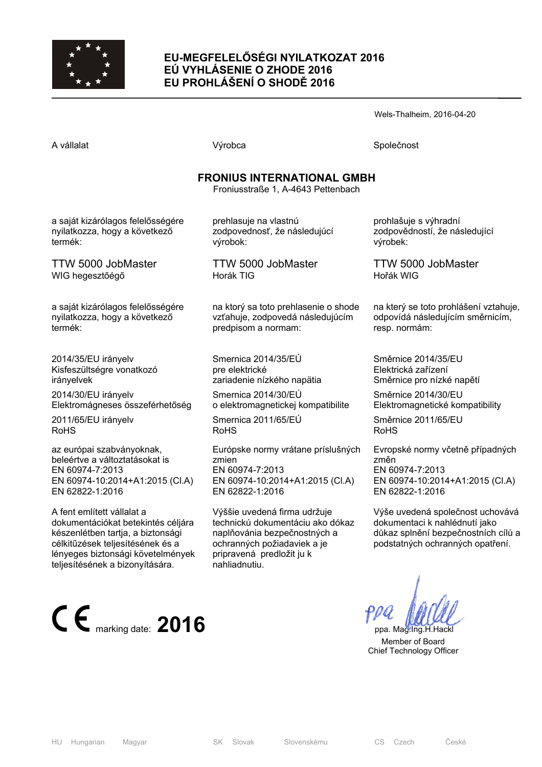# EU-MEGFELELŐSÉGI NYILATKOZAT 2016
# EÚ VYHLÁSENIE O ZHODE 2016
# EU PROHLÁŠENÍ O SHODĚ 2016

Wels-Thalheim, 2016-04-20

| A vállalat | Výrobca | Společnost |
|---|---|---|

**FRONIUS INTERNATIONAL GMBH**
Froniusstraße 1, A-4643 Pettenbach

| | | |
|---|---|---|
| a saját kizárólagos felelősségére nyilatkozza, hogy a következő termék: | prehlasuje na vlastnú zodpovednosť, že následujúcí výrobok: | prohlašuje s výhradní zodpovědností, že následující výrobek: |
| TTW 5000 JobMaster<br>WIG hegesztőégő | TTW 5000 JobMaster<br>Horák TIG | TTW 5000 JobMaster<br>Hořák WIG |
| a saját kizárólagos felelősségére nyilatkozza, hogy a következő termék: | na ktorý sa toto prehlasenie o shode vzťahuje, zodpovedá následujúcím predpisom a normam: | na který se toto prohlášení vztahuje, odpovídá následujícím směrnicím, resp. normám: |
| 2014/35/EU irányelv<br>Kisfeszültségre vonatkozó irányelvek | Smernica 2014/35/EÚ<br>pre elektrické zariadenie nízkého napätia | Směrnice 2014/35/EU<br>Elektrická zařízení<br>Směrnice pro nízké napětí |
| 2014/30/EU irányelv<br>Elektromágneses összeférhetőség | Smernica 2014/30/EÚ<br>o elektromagnetickej kompatibilite | Směrnice 2014/30/EU<br>Elektromagnetické kompatibility |
| 2011/65/EU irányelv<br>RoHS | Smernica 2011/65/EÚ<br>RoHS | Směrnice 2011/65/EU<br>RoHS |
| az európai szabványoknak, beleértve a változtatásokat is<br>EN 60974-7:2013<br>EN 60974-10:2014+A1:2015 (Cl.A)<br>EN 62822-1:2016 | Európske normy vrátane príslušných zmien<br>EN 60974-7:2013<br>EN 60974-10:2014+A1:2015 (Cl.A)<br>EN 62822-1:2016 | Evropské normy včetně případných změn<br>EN 60974-7:2013<br>EN 60974-10:2014+A1:2015 (Cl.A)<br>EN 62822-1:2016 |
| A fent említett vállalat a dokumentációkat betekintés céljára készenlétben tartja, a biztonsági célkitűzések teljesítésének és a lényeges biztonsági követelmények teljesítésének a bizonyítására. | Výššie uvedená firma udržuje technickú dokumentáciu ako dókaz naplňovánia bezpečnostných a ochranných požiadaviek a je pripravená predložit ju k nahliadnutiu. | Výše uvedená společnost uchovává dokumentaci k nahlédnutí jako důkaz splnění bezpečnostních cílů a podstatných ochranných opatření. |

CE marking date: **2016**

ppa. Mag.Ing.H.Hackl
Member of Board
Chief Technology Officer

HU Hungarian Magyar — SK Slovak Slovenskému — CS Czech České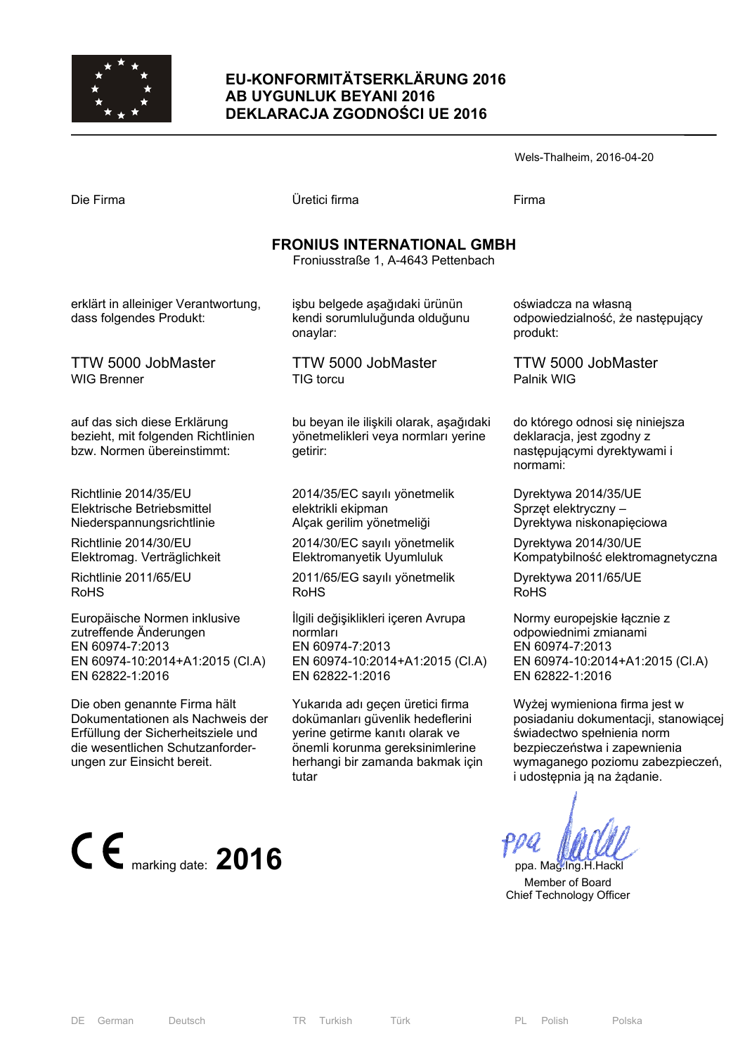# EU-KONFORMITÄTSERKLÄRUNG 2016
# AB UYGUNLUK BEYANI 2016
# DEKLARACJA ZGODNOŚCI UE 2016

Wels-Thalheim, 2016-04-20

| Die Firma | Üretici firma | Firma |
|---|---|---|

**FRONIUS INTERNATIONAL GMBH**
Froniusstraße 1, A-4643 Pettenbach

| DE | TR | PL |
|---|---|---|
| erklärt in alleiniger Verantwortung, dass folgendes Produkt: | işbu belgede aşağıdaki ürünün kendi sorumluluğunda olduğunu onaylar: | oświadcza na własną odpowiedzialność, że następujący produkt: |
| TTW 5000 JobMaster<br>WIG Brenner | TTW 5000 JobMaster<br>TIG torcu | TTW 5000 JobMaster<br>Palnik WIG |
| auf das sich diese Erklärung bezieht, mit folgenden Richtlinien bzw. Normen übereinstimmt: | bu beyan ile ilişkili olarak, aşağıdaki yönetmelikleri veya normları yerine getirir: | do którego odnosi się niniejsza deklaracja, jest zgodny z następującymi dyrektywami i normami: |
| Richtlinie 2014/35/EU<br>Elektrische Betriebsmittel Niederspannungsrichtlinie | 2014/35/EC sayılı yönetmelik<br>elektrikli ekipman<br>Alçak gerilim yönetmeliği | Dyrektywa 2014/35/UE<br>Sprzęt elektryczny –<br>Dyrektywa niskonapięciowa |
| Richtlinie 2014/30/EU<br>Elektromag. Verträglichkeit | 2014/30/EC sayılı yönetmelik<br>Elektromanyetik Uyumluluk | Dyrektywa 2014/30/UE<br>Kompatybilność elektromagnetyczna |
| Richtlinie 2011/65/EU<br>RoHS | 2011/65/EG sayılı yönetmelik<br>RoHS | Dyrektywa 2011/65/UE<br>RoHS |
| Europäische Normen inklusive zutreffende Änderungen<br>EN 60974-7:2013<br>EN 60974-10:2014+A1:2015 (Cl.A)<br>EN 62822-1:2016 | İlgili değişiklikleri içeren Avrupa normları<br>EN 60974-7:2013<br>EN 60974-10:2014+A1:2015 (Cl.A)<br>EN 62822-1:2016 | Normy europejskie łącznie z odpowiednimi zmianami<br>EN 60974-7:2013<br>EN 60974-10:2014+A1:2015 (Cl.A)<br>EN 62822-1:2016 |
| Die oben genannte Firma hält Dokumentationen als Nachweis der Erfüllung der Sicherheitsziele und die wesentlichen Schutzanforderungen zur Einsicht bereit. | Yukarıda adı geçen üretici firma dokümanları güvenlik hedeflerini yerine getirme kanıtı olarak ve önemli korunma gereksinimlerine herhangi bir zamanda bakmak için tutar | Wyżej wymieniona firma jest w posiadaniu dokumentacji, stanowiącej świadectwo spełnienia norm bezpieczeństwa i zapewnienia wymaganego poziomu zabezpieczeń, i udostępnia ją na żądanie. |

CE marking date: **2016**

ppa. Mag.Ing.H.Hackl
Member of Board
Chief Technology Officer

DE German Deutsch | TR Turkish Türk | PL Polish Polska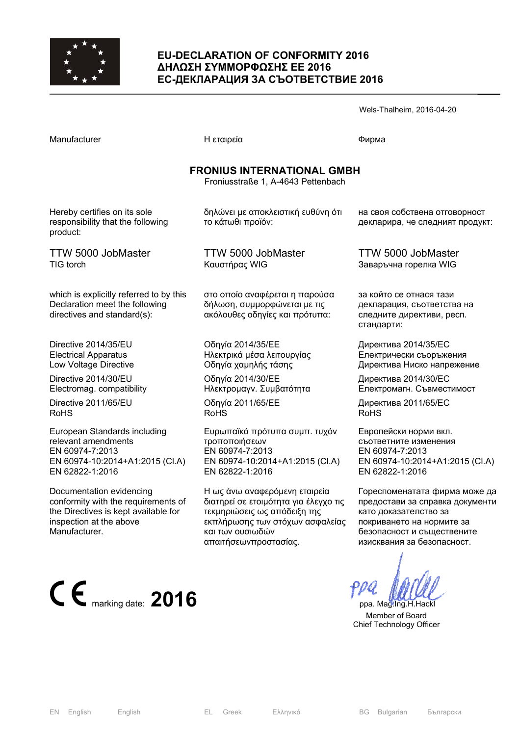# EU-DECLARATION OF CONFORMITY 2016
# ΔΗΛΩΣΗ ΣΥΜΜΟΡΦΩΣΗΣ ΕΕ 2016
# ЕС-ДЕКЛАРАЦИЯ ЗА СЪОТВЕТСТВИЕ 2016

Wels-Thalheim, 2016-04-20

| | | |
|---|---|---|
| Manufacturer | Η εταιρεία | Фирма |

**FRONIUS INTERNATIONAL GMBH**
Froniusstraße 1, A-4643 Pettenbach

| | | |
|---|---|---|
| Hereby certifies on its sole responsibility that the following product: | δηλώνει με αποκλειστική ευθύνη ότι το κάτωθι προϊόν: | на своя собствена отговорност декларира, че следният продукт: |
| TTW 5000 JobMaster<br>TIG torch | TTW 5000 JobMaster<br>Καυστήρας WIG | TTW 5000 JobMaster<br>Заваръчна горелка WIG |
| which is explicitly referred to by this Declaration meet the following directives and standard(s): | στο οποίο αναφέρεται η παρούσα δήλωση, συμμορφώνεται με τις ακόλουθες οδηγίες και πρότυπα: | за който се отнася тази декларация, съответства на следните директиви, респ. стандарти: |
| Directive 2014/35/EU<br>Electrical Apparatus<br>Low Voltage Directive | Οδηγία 2014/35/ΕΕ<br>Ηλεκτρικά μέσα λειτουργίας<br>Οδηγία χαμηλής τάσης | Директива 2014/35/ЕС<br>Електрически съоръжения<br>Директива Ниско напрежение |
| Directive 2014/30/EU<br>Electromag. compatibility | Οδηγία 2014/30/ΕΕ<br>Ηλεκτρομαγν. Συμβατότητα | Директива 2014/30/ЕС<br>Електромагн. Съвместимост |
| Directive 2011/65/EU<br>RoHS | Οδηγία 2011/65/ΕΕ<br>RoHS | Директива 2011/65/ЕС<br>RoHS |
| European Standards including relevant amendments<br>EN 60974-7:2013<br>EN 60974-10:2014+A1:2015 (Cl.A)<br>EN 62822-1:2016 | Ευρωπαϊκά πρότυπα συμπ. τυχόν τροποποιήσεων<br>EN 60974-7:2013<br>EN 60974-10:2014+A1:2015 (Cl.A)<br>EN 62822-1:2016 | Европейски норми вкл. съответните изменения<br>EN 60974-7:2013<br>EN 60974-10:2014+A1:2015 (Cl.A)<br>EN 62822-1:2016 |
| Documentation evidencing conformity with the requirements of the Directives is kept available for inspection at the above Manufacturer. | Η ως άνω αναφερόμενη εταιρεία διατηρεί σε ετοιμότητα για έλεγχο τις τεκμηριώσεις ως απόδειξη της εκπλήρωσης των στόχων ασφαλείας και των ουσιωδών απαιτήσεωνπροστασίας. | Гореспоменатата фирма може да предостави за справка документи като доказателство за покриването на нормите за безопасност и съществените изисквания за безопасност. |

CE marking date: **2016**

ppa. Mag.Ing.H.Hackl
Member of Board
Chief Technology Officer

EN English English | EL Greek Ελληνικά | BG Bulgarian Български